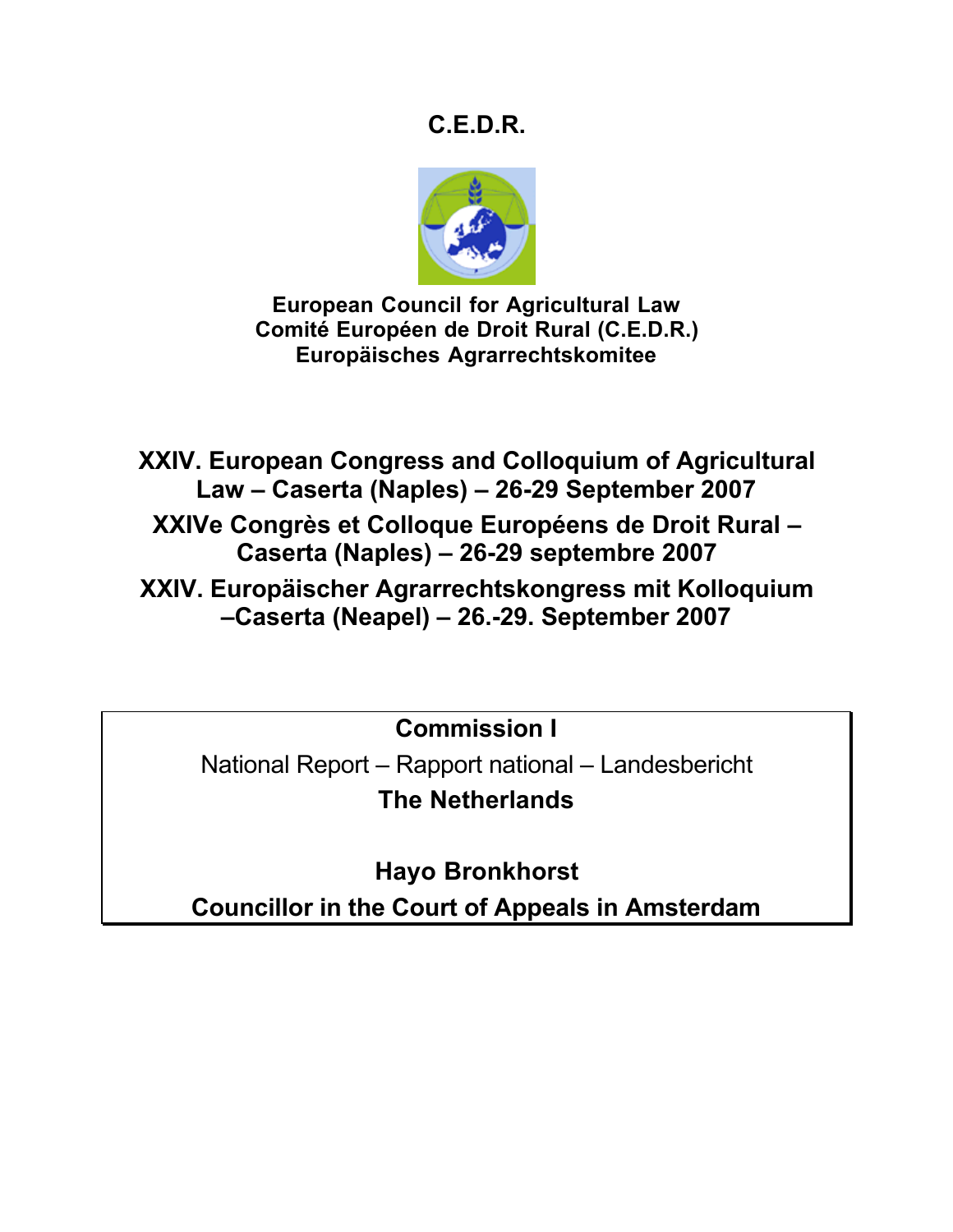# C.E.D.R.

**European Council for Agricultural Law**
**Comité Européen de Droit Rural (C.E.D.R.)**
**Europäisches Agrarrechtskomitee**

## XXIV. European Congress and Colloquium of Agricultural Law – Caserta (Naples) – 26-29 September 2007

## XXIVe Congrès et Colloque Européens de Droit Rural – Caserta (Naples) – 26-29 septembre 2007

## XXIV. Europäischer Agrarrechtskongress mit Kolloquium –Caserta (Neapel) – 26.-29. September 2007

**Commission I**

National Report – Rapport national – Landesbericht

**The Netherlands**

**Hayo Bronkhorst**

**Councillor in the Court of Appeals in Amsterdam**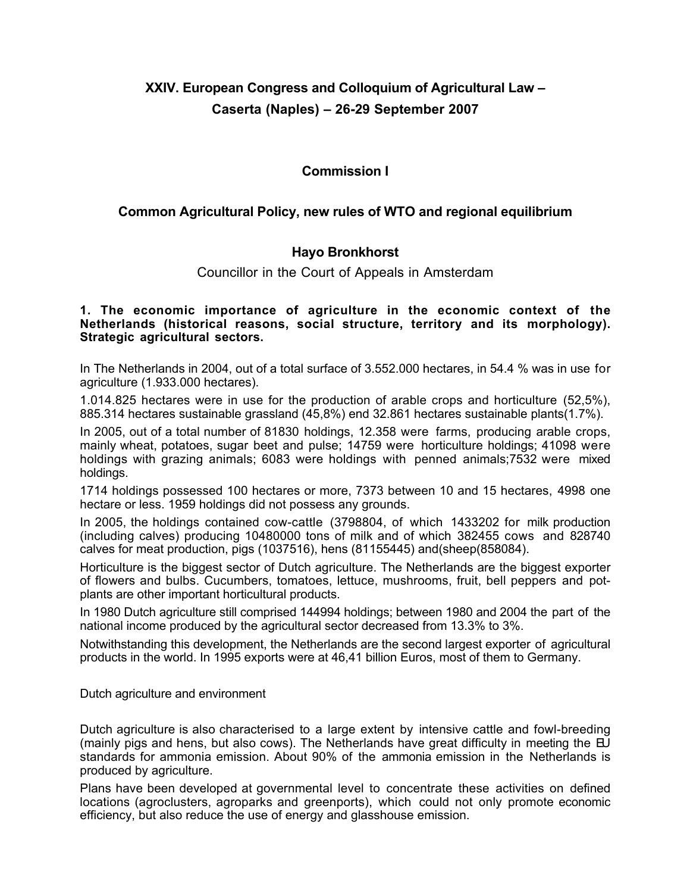**XXIV. European Congress and Colloquium of Agricultural Law – Caserta (Naples) – 26-29 September 2007**

**Commission I**

**Common Agricultural Policy, new rules of WTO and regional equilibrium**

**Hayo Bronkhorst**

Councillor in the Court of Appeals in Amsterdam

**1. The economic importance of agriculture in the economic context of the Netherlands (historical reasons, social structure, territory and its morphology). Strategic agricultural sectors.**

In The Netherlands in 2004, out of a total surface of 3.552.000 hectares, in 54.4 % was in use for agriculture (1.933.000 hectares).

1.014.825 hectares were in use for the production of arable crops and horticulture (52,5%), 885.314 hectares sustainable grassland (45,8%) end 32.861 hectares sustainable plants(1.7%).

In 2005, out of a total number of 81830 holdings, 12.358 were farms, producing arable crops, mainly wheat, potatoes, sugar beet and pulse; 14759 were horticulture holdings; 41098 were holdings with grazing animals; 6083 were holdings with penned animals;7532 were mixed holdings.

1714 holdings possessed 100 hectares or more, 7373 between 10 and 15 hectares, 4998 one hectare or less. 1959 holdings did not possess any grounds.

In 2005, the holdings contained cow-cattle (3798804, of which 1433202 for milk production (including calves) producing 10480000 tons of milk and of which 382455 cows and 828740 calves for meat production, pigs (1037516), hens (81155445) and(sheep(858084).

Horticulture is the biggest sector of Dutch agriculture. The Netherlands are the biggest exporter of flowers and bulbs. Cucumbers, tomatoes, lettuce, mushrooms, fruit, bell peppers and pot-plants are other important horticultural products.

In 1980 Dutch agriculture still comprised 144994 holdings; between 1980 and 2004 the part of the national income produced by the agricultural sector decreased from 13.3% to 3%.

Notwithstanding this development, the Netherlands are the second largest exporter of agricultural products in the world. In 1995 exports were at 46,41 billion Euros, most of them to Germany.

Dutch agriculture and environment

Dutch agriculture is also characterised to a large extent by intensive cattle and fowl-breeding (mainly pigs and hens, but also cows). The Netherlands have great difficulty in meeting the EU standards for ammonia emission. About 90% of the ammonia emission in the Netherlands is produced by agriculture.

Plans have been developed at governmental level to concentrate these activities on defined locations (agroclusters, agroparks and greenports), which could not only promote economic efficiency, but also reduce the use of energy and glasshouse emission.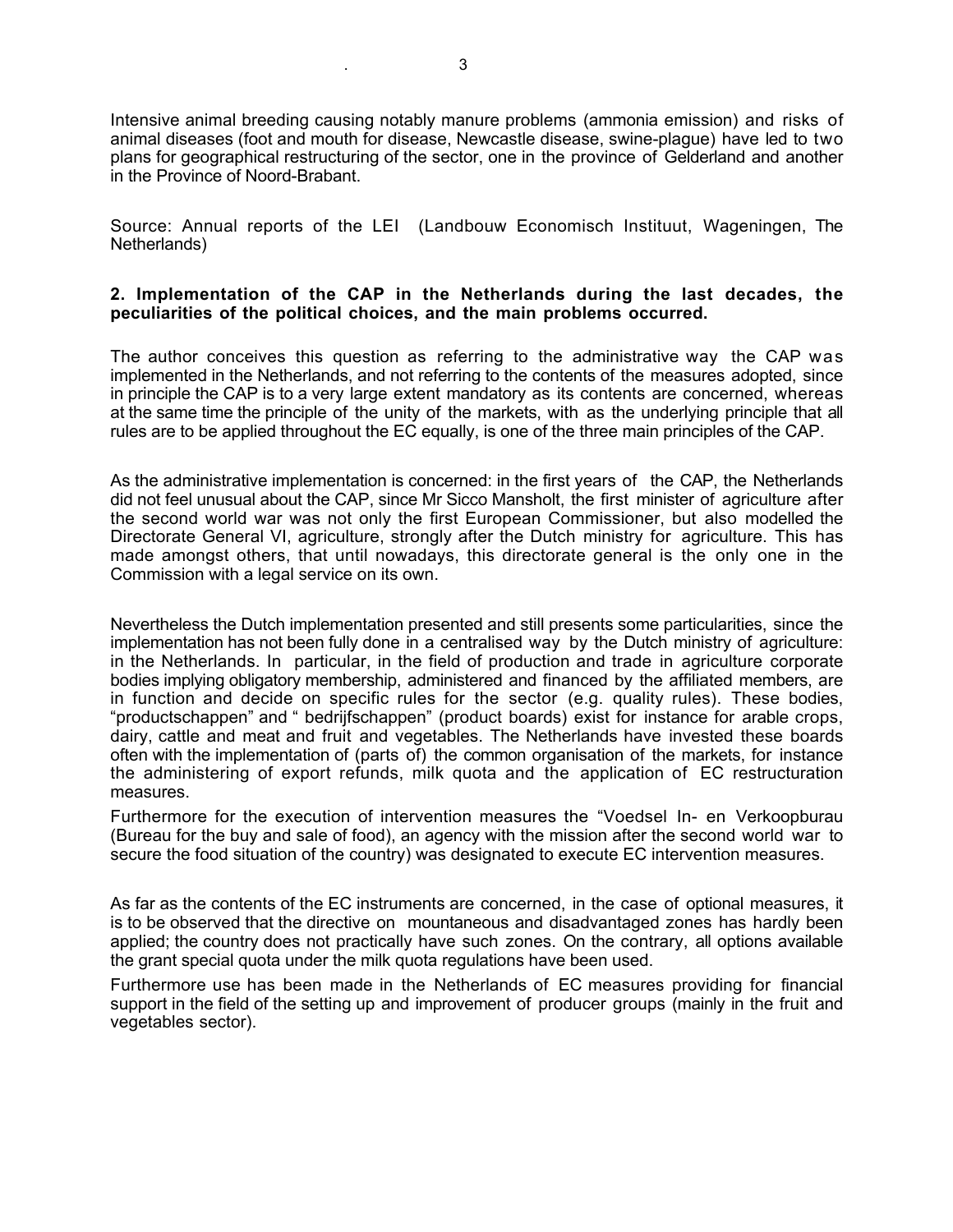Intensive animal breeding causing notably manure problems (ammonia emission) and risks of animal diseases (foot and mouth for disease, Newcastle disease, swine-plague) have led to two plans for geographical restructuring of the sector, one in the province of Gelderland and another in the Province of Noord-Brabant.

Source: Annual reports of the LEI (Landbouw Economisch Instituut, Wageningen, The Netherlands)

**2. Implementation of the CAP in the Netherlands during the last decades, the peculiarities of the political choices, and the main problems occurred.**

The author conceives this question as referring to the administrative way the CAP was implemented in the Netherlands, and not referring to the contents of the measures adopted, since in principle the CAP is to a very large extent mandatory as its contents are concerned, whereas at the same time the principle of the unity of the markets, with as the underlying principle that all rules are to be applied throughout the EC equally, is one of the three main principles of the CAP.

As the administrative implementation is concerned: in the first years of the CAP, the Netherlands did not feel unusual about the CAP, since Mr Sicco Mansholt, the first minister of agriculture after the second world war was not only the first European Commissioner, but also modelled the Directorate General VI, agriculture, strongly after the Dutch ministry for agriculture. This has made amongst others, that until nowadays, this directorate general is the only one in the Commission with a legal service on its own.

Nevertheless the Dutch implementation presented and still presents some particularities, since the implementation has not been fully done in a centralised way by the Dutch ministry of agriculture: in the Netherlands. In particular, in the field of production and trade in agriculture corporate bodies implying obligatory membership, administered and financed by the affiliated members, are in function and decide on specific rules for the sector (e.g. quality rules). These bodies, "productschappen" and " bedrijfschappen" (product boards) exist for instance for arable crops, dairy, cattle and meat and fruit and vegetables. The Netherlands have invested these boards often with the implementation of (parts of) the common organisation of the markets, for instance the administering of export refunds, milk quota and the application of EC restructuration measures.

Furthermore for the execution of intervention measures the "Voedsel In- en Verkoopburau (Bureau for the buy and sale of food), an agency with the mission after the second world war to secure the food situation of the country) was designated to execute EC intervention measures.

As far as the contents of the EC instruments are concerned, in the case of optional measures, it is to be observed that the directive on mountaneous and disadvantaged zones has hardly been applied; the country does not practically have such zones. On the contrary, all options available the grant special quota under the milk quota regulations have been used.

Furthermore use has been made in the Netherlands of EC measures providing for financial support in the field of the setting up and improvement of producer groups (mainly in the fruit and vegetables sector).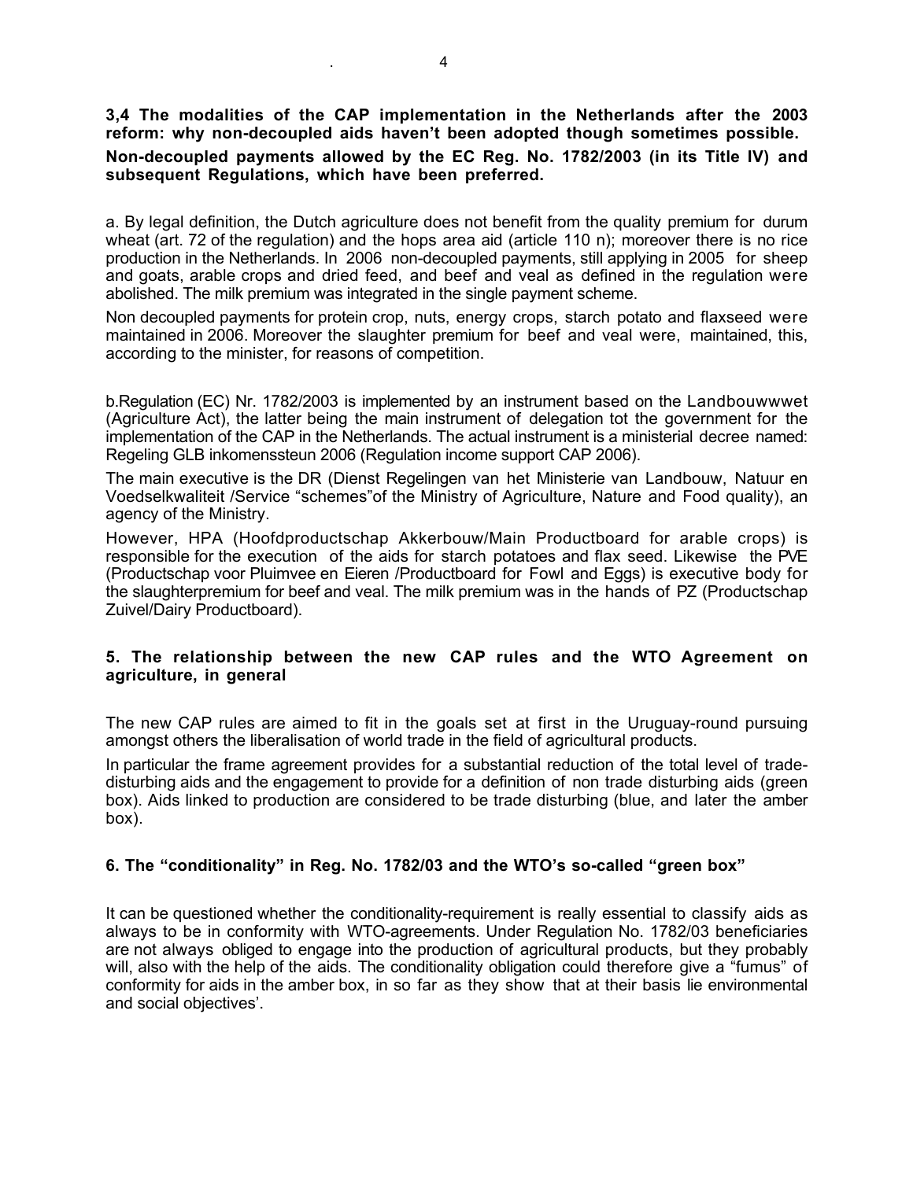**3,4 The modalities of the CAP implementation in the Netherlands after the 2003 reform: why non-decoupled aids haven't been adopted though sometimes possible. Non-decoupled payments allowed by the EC Reg. No. 1782/2003 (in its Title IV) and subsequent Regulations, which have been preferred.**

a. By legal definition, the Dutch agriculture does not benefit from the quality premium for durum wheat (art. 72 of the regulation) and the hops area aid (article 110 n); moreover there is no rice production in the Netherlands. In 2006 non-decoupled payments, still applying in 2005 for sheep and goats, arable crops and dried feed, and beef and veal as defined in the regulation were abolished. The milk premium was integrated in the single payment scheme.

Non decoupled payments for protein crop, nuts, energy crops, starch potato and flaxseed were maintained in 2006. Moreover the slaughter premium for beef and veal were, maintained, this, according to the minister, for reasons of competition.

b.Regulation (EC) Nr. 1782/2003 is implemented by an instrument based on the Landbouwwwet (Agriculture Act), the latter being the main instrument of delegation tot the government for the implementation of the CAP in the Netherlands. The actual instrument is a ministerial decree named: Regeling GLB inkomenssteun 2006 (Regulation income support CAP 2006).

The main executive is the DR (Dienst Regelingen van het Ministerie van Landbouw, Natuur en Voedselkwaliteit /Service "schemes"of the Ministry of Agriculture, Nature and Food quality), an agency of the Ministry.

However, HPA (Hoofdproductschap Akkerbouw/Main Productboard for arable crops) is responsible for the execution of the aids for starch potatoes and flax seed. Likewise the PVE (Productschap voor Pluimvee en Eieren /Productboard for Fowl and Eggs) is executive body for the slaughterpremium for beef and veal. The milk premium was in the hands of PZ (Productschap Zuivel/Dairy Productboard).

## 5. The relationship between the new CAP rules and the WTO Agreement on agriculture, in general

The new CAP rules are aimed to fit in the goals set at first in the Uruguay-round pursuing amongst others the liberalisation of world trade in the field of agricultural products.

In particular the frame agreement provides for a substantial reduction of the total level of trade-disturbing aids and the engagement to provide for a definition of non trade disturbing aids (green box). Aids linked to production are considered to be trade disturbing (blue, and later the amber box).

## 6. The "conditionality" in Reg. No. 1782/03 and the WTO's so-called "green box"

It can be questioned whether the conditionality-requirement is really essential to classify aids as always to be in conformity with WTO-agreements. Under Regulation No. 1782/03 beneficiaries are not always obliged to engage into the production of agricultural products, but they probably will, also with the help of the aids. The conditionality obligation could therefore give a "fumus" of conformity for aids in the amber box, in so far as they show that at their basis lie environmental and social objectives'.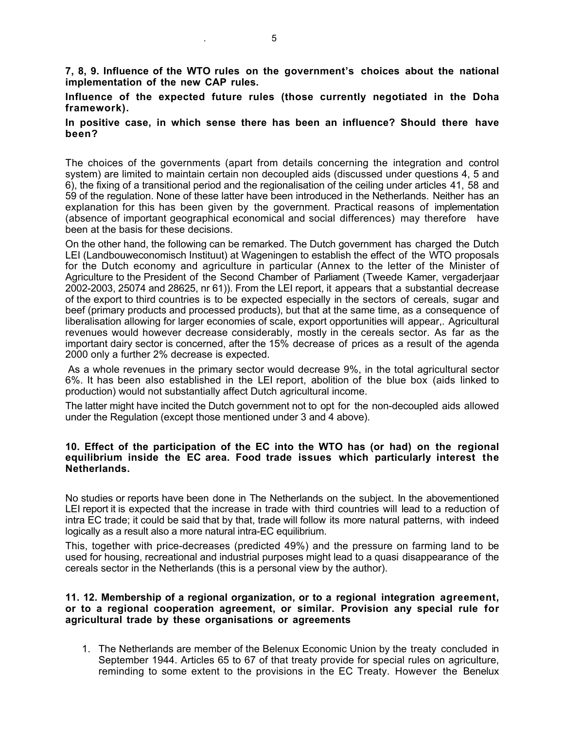**7, 8, 9. Influence of the WTO rules on the government's choices about the national implementation of the new CAP rules.**

**Influence of the expected future rules (those currently negotiated in the Doha framework).**

**In positive case, in which sense there has been an influence? Should there have been?**

The choices of the governments (apart from details concerning the integration and control system) are limited to maintain certain non decoupled aids (discussed under questions 4, 5 and 6), the fixing of a transitional period and the regionalisation of the ceiling under articles 41, 58 and 59 of the regulation. None of these latter have been introduced in the Netherlands. Neither has an explanation for this has been given by the government. Practical reasons of implementation (absence of important geographical economical and social differences) may therefore have been at the basis for these decisions.

On the other hand, the following can be remarked. The Dutch government has charged the Dutch LEI (Landbouweconomisch Instituut) at Wageningen to establish the effect of the WTO proposals for the Dutch economy and agriculture in particular (Annex to the letter of the Minister of Agriculture to the President of the Second Chamber of Parliament (Tweede Kamer, vergaderjaar 2002-2003, 25074 and 28625, nr 61)). From the LEI report, it appears that a substantial decrease of the export to third countries is to be expected especially in the sectors of cereals, sugar and beef (primary products and processed products), but that at the same time, as a consequence of liberalisation allowing for larger economies of scale, export opportunities will appear,. Agricultural revenues would however decrease considerably, mostly in the cereals sector. As far as the important dairy sector is concerned, after the 15% decrease of prices as a result of the agenda 2000 only a further 2% decrease is expected.

As a whole revenues in the primary sector would decrease 9%, in the total agricultural sector 6%. It has been also established in the LEI report, abolition of the blue box (aids linked to production) would not substantially affect Dutch agricultural income.

The latter might have incited the Dutch government not to opt for the non-decoupled aids allowed under the Regulation (except those mentioned under 3 and 4 above).

**10. Effect of the participation of the EC into the WTO has (or had) on the regional equilibrium inside the EC area. Food trade issues which particularly interest the Netherlands.**

No studies or reports have been done in The Netherlands on the subject. In the abovementioned LEI report it is expected that the increase in trade with third countries will lead to a reduction of intra EC trade; it could be said that by that, trade will follow its more natural patterns, with indeed logically as a result also a more natural intra-EC equilibrium.

This, together with price-decreases (predicted 49%) and the pressure on farming land to be used for housing, recreational and industrial purposes might lead to a quasi disappearance of the cereals sector in the Netherlands (this is a personal view by the author).

**11. 12. Membership of a regional organization, or to a regional integration agreement, or to a regional cooperation agreement, or similar. Provision any special rule for agricultural trade by these organisations or agreements**

1. The Netherlands are member of the Belenux Economic Union by the treaty concluded in September 1944. Articles 65 to 67 of that treaty provide for special rules on agriculture, reminding to some extent to the provisions in the EC Treaty. However the Benelux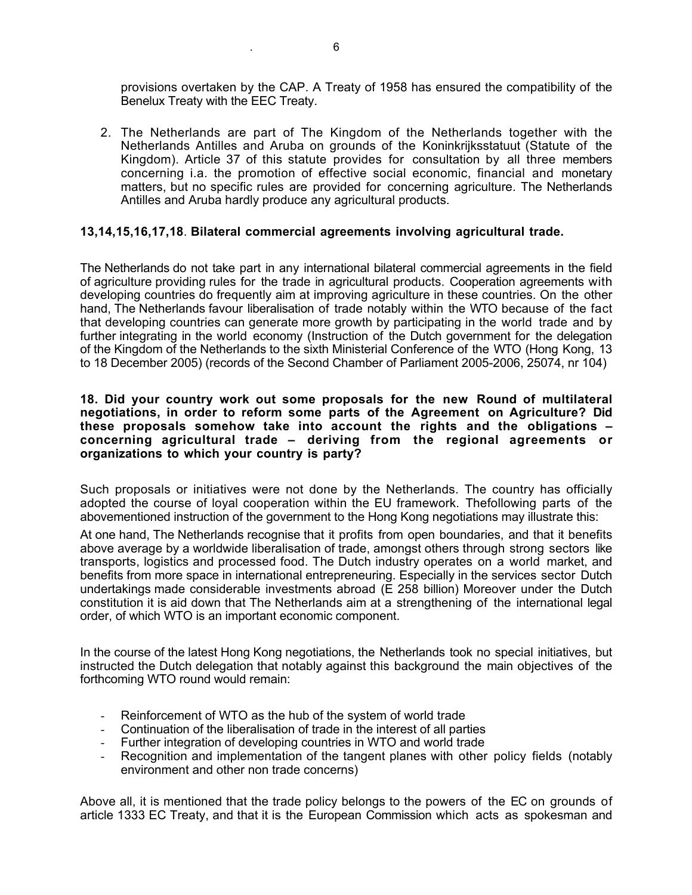provisions overtaken by the CAP. A Treaty of 1958 has ensured the compatibility of the Benelux Treaty with the EEC Treaty.

2. The Netherlands are part of The Kingdom of the Netherlands together with the Netherlands Antilles and Aruba on grounds of the Koninkrijksstatuut (Statute of the Kingdom). Article 37 of this statute provides for consultation by all three members concerning i.a. the promotion of effective social economic, financial and monetary matters, but no specific rules are provided for concerning agriculture. The Netherlands Antilles and Aruba hardly produce any agricultural products.

**13,14,15,16,17,18. Bilateral commercial agreements involving agricultural trade.**

The Netherlands do not take part in any international bilateral commercial agreements in the field of agriculture providing rules for the trade in agricultural products. Cooperation agreements with developing countries do frequently aim at improving agriculture in these countries. On the other hand, The Netherlands favour liberalisation of trade notably within the WTO because of the fact that developing countries can generate more growth by participating in the world trade and by further integrating in the world economy (Instruction of the Dutch government for the delegation of the Kingdom of the Netherlands to the sixth Ministerial Conference of the WTO (Hong Kong, 13 to 18 December 2005) (records of the Second Chamber of Parliament 2005-2006, 25074, nr 104)

**18. Did your country work out some proposals for the new Round of multilateral negotiations, in order to reform some parts of the Agreement on Agriculture? Did these proposals somehow take into account the rights and the obligations – concerning agricultural trade – deriving from the regional agreements or organizations to which your country is party?**

Such proposals or initiatives were not done by the Netherlands. The country has officially adopted the course of loyal cooperation within the EU framework. Thefollowing parts of the abovementioned instruction of the government to the Hong Kong negotiations may illustrate this:

At one hand, The Netherlands recognise that it profits from open boundaries, and that it benefits above average by a worldwide liberalisation of trade, amongst others through strong sectors like transports, logistics and processed food. The Dutch industry operates on a world market, and benefits from more space in international entrepreneuring. Especially in the services sector Dutch undertakings made considerable investments abroad (E 258 billion) Moreover under the Dutch constitution it is aid down that The Netherlands aim at a strengthening of the international legal order, of which WTO is an important economic component.

In the course of the latest Hong Kong negotiations, the Netherlands took no special initiatives, but instructed the Dutch delegation that notably against this background the main objectives of the forthcoming WTO round would remain:

- Reinforcement of WTO as the hub of the system of world trade
- Continuation of the liberalisation of trade in the interest of all parties
- Further integration of developing countries in WTO and world trade
- Recognition and implementation of the tangent planes with other policy fields (notably environment and other non trade concerns)

Above all, it is mentioned that the trade policy belongs to the powers of the EC on grounds of article 1333 EC Treaty, and that it is the European Commission which acts as spokesman and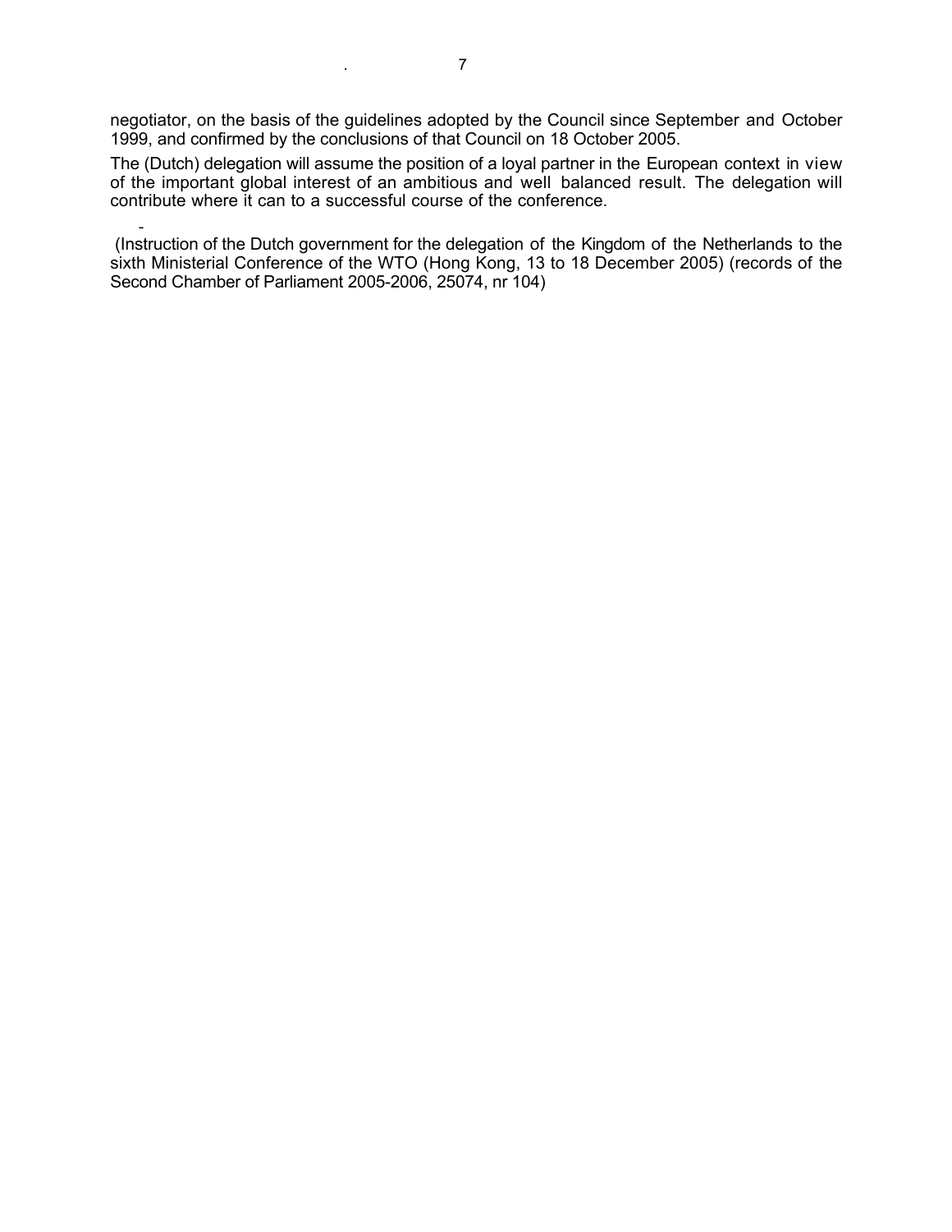negotiator, on the basis of the guidelines adopted by the Council since September and October 1999, and confirmed by the conclusions of that Council on 18 October 2005.

The (Dutch) delegation will assume the position of a loyal partner in the European context in view of the important global interest of an ambitious and well balanced result. The delegation will contribute where it can to a successful course of the conference.

-

(Instruction of the Dutch government for the delegation of the Kingdom of the Netherlands to the sixth Ministerial Conference of the WTO (Hong Kong, 13 to 18 December 2005) (records of the Second Chamber of Parliament 2005-2006, 25074, nr 104)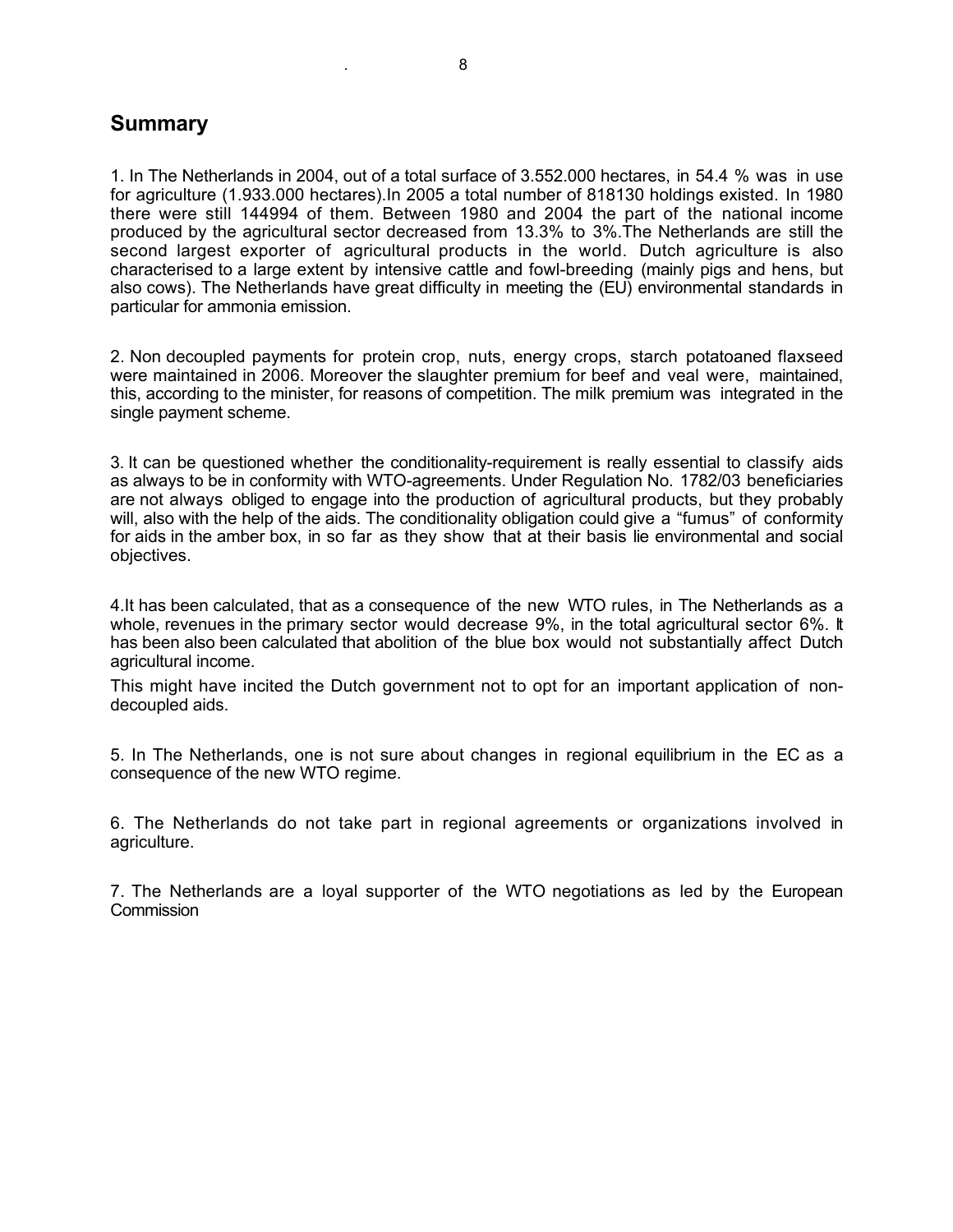## Summary

1. In The Netherlands in 2004, out of a total surface of 3.552.000 hectares, in 54.4 % was in use for agriculture (1.933.000 hectares).In 2005 a total number of 818130 holdings existed. In 1980 there were still 144994 of them. Between 1980 and 2004 the part of the national income produced by the agricultural sector decreased from 13.3% to 3%.The Netherlands are still the second largest exporter of agricultural products in the world. Dutch agriculture is also characterised to a large extent by intensive cattle and fowl-breeding (mainly pigs and hens, but also cows). The Netherlands have great difficulty in meeting the (EU) environmental standards in particular for ammonia emission.

2. Non decoupled payments for protein crop, nuts, energy crops, starch potatoaned flaxseed were maintained in 2006. Moreover the slaughter premium for beef and veal were, maintained, this, according to the minister, for reasons of competition. The milk premium was integrated in the single payment scheme.

3. It can be questioned whether the conditionality-requirement is really essential to classify aids as always to be in conformity with WTO-agreements. Under Regulation No. 1782/03 beneficiaries are not always obliged to engage into the production of agricultural products, but they probably will, also with the help of the aids. The conditionality obligation could give a "fumus" of conformity for aids in the amber box, in so far as they show that at their basis lie environmental and social objectives.

4.It has been calculated, that as a consequence of the new WTO rules, in The Netherlands as a whole, revenues in the primary sector would decrease 9%, in the total agricultural sector 6%. It has been also been calculated that abolition of the blue box would not substantially affect Dutch agricultural income.

This might have incited the Dutch government not to opt for an important application of non-decoupled aids.

5. In The Netherlands, one is not sure about changes in regional equilibrium in the EC as a consequence of the new WTO regime.

6. The Netherlands do not take part in regional agreements or organizations involved in agriculture.

7. The Netherlands are a loyal supporter of the WTO negotiations as led by the European Commission